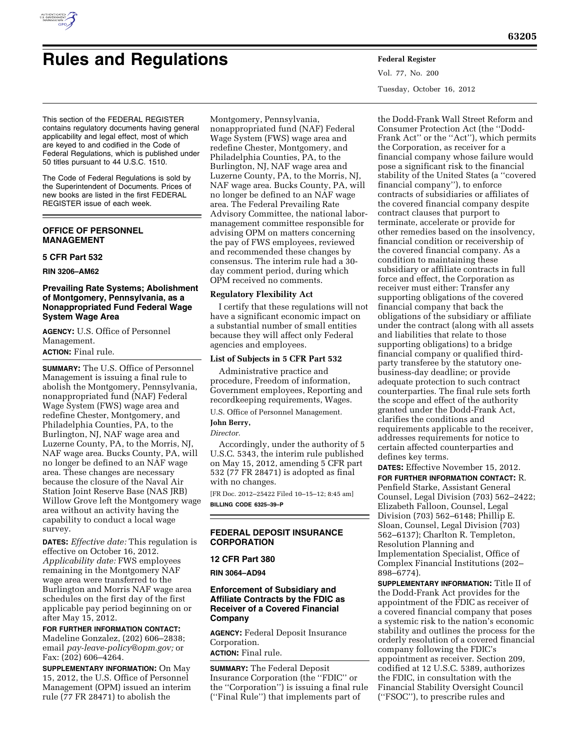# Rules and Regulations

This section of the FEDERAL REGISTER contains regulatory documents having general applicability and legal effect, most of which are keyed to and codified in the Code of Federal Regulations, which is published under 50 titles pursuant to 44 U.S.C. 1510.

The Code of Federal Regulations is sold by the Superintendent of Documents. Prices of new books are listed in the first FEDERAL REGISTER issue of each week.

## OFFICE OF PERSONNEL MANAGEMENT

### 5 CFR Part 532

**RIN 3206–AM62**

### Prevailing Rate Systems; Abolishment of Montgomery, Pennsylvania, as a Nonappropriated Fund Federal Wage System Wage Area

**AGENCY:** U.S. Office of Personnel Management.

**ACTION:** Final rule.

**SUMMARY:** The U.S. Office of Personnel Management is issuing a final rule to abolish the Montgomery, Pennsylvania, nonappropriated fund (NAF) Federal Wage System (FWS) wage area and redefine Chester, Montgomery, and Philadelphia Counties, PA, to the Burlington, NJ, NAF wage area and Luzerne County, PA, to the Morris, NJ, NAF wage area. Bucks County, PA, will no longer be defined to an NAF wage area. These changes are necessary because the closure of the Naval Air Station Joint Reserve Base (NAS JRB) Willow Grove left the Montgomery wage area without an activity having the capability to conduct a local wage survey.

**DATES:** *Effective date:* This regulation is effective on October 16, 2012. *Applicability date:* FWS employees remaining in the Montgomery NAF wage area were transferred to the Burlington and Morris NAF wage area schedules on the first day of the first applicable pay period beginning on or after May 15, 2012.

**FOR FURTHER INFORMATION CONTACT:** Madeline Gonzalez, (202) 606–2838; email *pay-leave-policy@opm.gov;* or Fax: (202) 606–4264.

**SUPPLEMENTARY INFORMATION:** On May 15, 2012, the U.S. Office of Personnel Management (OPM) issued an interim rule (77 FR 28471) to abolish the Montgomery, Pennsylvania, nonappropriated fund (NAF) Federal Wage System (FWS) wage area and redefine Chester, Montgomery, and Philadelphia Counties, PA, to the Burlington, NJ, NAF wage area and Luzerne County, PA, to the Morris, NJ, NAF wage area. Bucks County, PA, will no longer be defined to an NAF wage area. The Federal Prevailing Rate Advisory Committee, the national labor-management committee responsible for advising OPM on matters concerning the pay of FWS employees, reviewed and recommended these changes by consensus. The interim rule had a 30-day comment period, during which OPM received no comments.

#### Regulatory Flexibility Act

I certify that these regulations will not have a significant economic impact on a substantial number of small entities because they will affect only Federal agencies and employees.

#### List of Subjects in 5 CFR Part 532

Administrative practice and procedure, Freedom of information, Government employees, Reporting and recordkeeping requirements, Wages.

U.S. Office of Personnel Management.

**John Berry,**

*Director.*

Accordingly, under the authority of 5 U.S.C. 5343, the interim rule published on May 15, 2012, amending 5 CFR part 532 (77 FR 28471) is adopted as final with no changes.

[FR Doc. 2012–25422 Filed 10–15–12; 8:45 am]

**BILLING CODE 6325–39–P**

## FEDERAL DEPOSIT INSURANCE CORPORATION

### 12 CFR Part 380

**RIN 3064–AD94**

### Enforcement of Subsidiary and Affiliate Contracts by the FDIC as Receiver of a Covered Financial Company

**AGENCY:** Federal Deposit Insurance Corporation.

**ACTION:** Final rule.

**SUMMARY:** The Federal Deposit Insurance Corporation (the ''FDIC'' or the ''Corporation'') is issuing a final rule (''Final Rule'') that implements part of the Dodd-Frank Wall Street Reform and Consumer Protection Act (the ''Dodd-Frank Act'' or the ''Act''), which permits the Corporation, as receiver for a financial company whose failure would pose a significant risk to the financial stability of the United States (a ''covered financial company''), to enforce contracts of subsidiaries or affiliates of the covered financial company despite contract clauses that purport to terminate, accelerate or provide for other remedies based on the insolvency, financial condition or receivership of the covered financial company. As a condition to maintaining these subsidiary or affiliate contracts in full force and effect, the Corporation as receiver must either: Transfer any supporting obligations of the covered financial company that back the obligations of the subsidiary or affiliate under the contract (along with all assets and liabilities that relate to those supporting obligations) to a bridge financial company or qualified third-party transferee by the statutory one-business-day deadline; or provide adequate protection to such contract counterparties. The final rule sets forth the scope and effect of the authority granted under the Dodd-Frank Act, clarifies the conditions and requirements applicable to the receiver, addresses requirements for notice to certain affected counterparties and defines key terms.

**DATES:** Effective November 15, 2012.

**FOR FURTHER INFORMATION CONTACT:** R. Penfield Starke, Assistant General Counsel, Legal Division (703) 562–2422; Elizabeth Falloon, Counsel, Legal Division (703) 562–6148; Phillip E. Sloan, Counsel, Legal Division (703) 562–6137); Charlton R. Templeton, Resolution Planning and Implementation Specialist, Office of Complex Financial Institutions (202–898–6774).

**SUPPLEMENTARY INFORMATION:** Title II of the Dodd-Frank Act provides for the appointment of the FDIC as receiver of a covered financial company that poses a systemic risk to the nation's economic stability and outlines the process for the orderly resolution of a covered financial company following the FDIC's appointment as receiver. Section 209, codified at 12 U.S.C. 5389, authorizes the FDIC, in consultation with the Financial Stability Oversight Council (''FSOC''), to prescribe rules and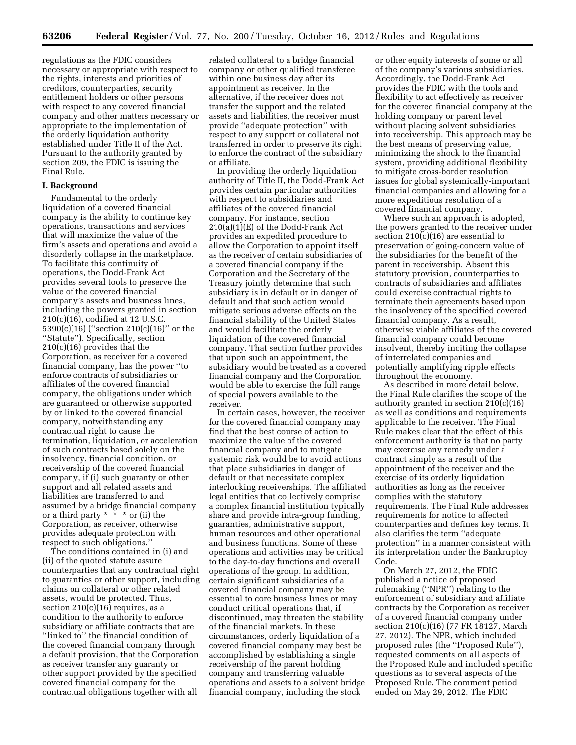regulations as the FDIC considers necessary or appropriate with respect to the rights, interests and priorities of creditors, counterparties, security entitlement holders or other persons with respect to any covered financial company and other matters necessary or appropriate to the implementation of the orderly liquidation authority established under Title II of the Act. Pursuant to the authority granted by section 209, the FDIC is issuing the Final Rule.

## I. Background

Fundamental to the orderly liquidation of a covered financial company is the ability to continue key operations, transactions and services that will maximize the value of the firm's assets and operations and avoid a disorderly collapse in the marketplace. To facilitate this continuity of operations, the Dodd-Frank Act provides several tools to preserve the value of the covered financial company's assets and business lines, including the powers granted in section 210(c)(16), codified at 12 U.S.C. 5390(c)(16) (''section 210(c)(16)'' or the ''Statute''). Specifically, section 210(c)(16) provides that the Corporation, as receiver for a covered financial company, has the power ''to enforce contracts of subsidiaries or affiliates of the covered financial company, the obligations under which are guaranteed or otherwise supported by or linked to the covered financial company, notwithstanding any contractual right to cause the termination, liquidation, or acceleration of such contracts based solely on the insolvency, financial condition, or receivership of the covered financial company, if (i) such guaranty or other support and all related assets and liabilities are transferred to and assumed by a bridge financial company or a third party * * * or (ii) the Corporation, as receiver, otherwise provides adequate protection with respect to such obligations.''

The conditions contained in (i) and (ii) of the quoted statute assure counterparties that any contractual right to guaranties or other support, including claims on collateral or other related assets, would be protected. Thus, section 210(c)(16) requires, as a condition to the authority to enforce subsidiary or affiliate contracts that are ''linked to'' the financial condition of the covered financial company through a default provision, that the Corporation as receiver transfer any guaranty or other support provided by the specified covered financial company for the contractual obligations together with all related collateral to a bridge financial company or other qualified transferee within one business day after its appointment as receiver. In the alternative, if the receiver does not transfer the support and the related assets and liabilities, the receiver must provide ''adequate protection'' with respect to any support or collateral not transferred in order to preserve its right to enforce the contract of the subsidiary or affiliate.

In providing the orderly liquidation authority of Title II, the Dodd-Frank Act provides certain particular authorities with respect to subsidiaries and affiliates of the covered financial company. For instance, section 210(a)(1)(E) of the Dodd-Frank Act provides an expedited procedure to allow the Corporation to appoint itself as the receiver of certain subsidiaries of a covered financial company if the Corporation and the Secretary of the Treasury jointly determine that such subsidiary is in default or in danger of default and that such action would mitigate serious adverse effects on the financial stability of the United States and would facilitate the orderly liquidation of the covered financial company. That section further provides that upon such an appointment, the subsidiary would be treated as a covered financial company and the Corporation would be able to exercise the full range of special powers available to the receiver.

In certain cases, however, the receiver for the covered financial company may find that the best course of action to maximize the value of the covered financial company and to mitigate systemic risk would be to avoid actions that place subsidiaries in danger of default or that necessitate complex interlocking receiverships. The affiliated legal entities that collectively comprise a complex financial institution typically share and provide intra-group funding, guaranties, administrative support, human resources and other operational and business functions. Some of these operations and activities may be critical to the day-to-day functions and overall operations of the group. In addition, certain significant subsidiaries of a covered financial company may be essential to core business lines or may conduct critical operations that, if discontinued, may threaten the stability of the financial markets. In these circumstances, orderly liquidation of a covered financial company may best be accomplished by establishing a single receivership of the parent holding company and transferring valuable operations and assets to a solvent bridge financial company, including the stock or other equity interests of some or all of the company's various subsidiaries. Accordingly, the Dodd-Frank Act provides the FDIC with the tools and flexibility to act effectively as receiver for the covered financial company at the holding company or parent level without placing solvent subsidiaries into receivership. This approach may be the best means of preserving value, minimizing the shock to the financial system, providing additional flexibility to mitigate cross-border resolution issues for global systemically-important financial companies and allowing for a more expeditious resolution of a covered financial company.

Where such an approach is adopted, the powers granted to the receiver under section 210(c)(16) are essential to preservation of going-concern value of the subsidiaries for the benefit of the parent in receivership. Absent this statutory provision, counterparties to contracts of subsidiaries and affiliates could exercise contractual rights to terminate their agreements based upon the insolvency of the specified covered financial company. As a result, otherwise viable affiliates of the covered financial company could become insolvent, thereby inciting the collapse of interrelated companies and potentially amplifying ripple effects throughout the economy.

As described in more detail below, the Final Rule clarifies the scope of the authority granted in section 210(c)(16) as well as conditions and requirements applicable to the receiver. The Final Rule makes clear that the effect of this enforcement authority is that no party may exercise any remedy under a contract simply as a result of the appointment of the receiver and the exercise of its orderly liquidation authorities as long as the receiver complies with the statutory requirements. The Final Rule addresses requirements for notice to affected counterparties and defines key terms. It also clarifies the term ''adequate protection'' in a manner consistent with its interpretation under the Bankruptcy Code.

On March 27, 2012, the FDIC published a notice of proposed rulemaking (''NPR'') relating to the enforcement of subsidiary and affiliate contracts by the Corporation as receiver of a covered financial company under section 210(c)(16) (77 FR 18127, March 27, 2012). The NPR, which included proposed rules (the ''Proposed Rule''), requested comments on all aspects of the Proposed Rule and included specific questions as to several aspects of the Proposed Rule. The comment period ended on May 29, 2012. The FDIC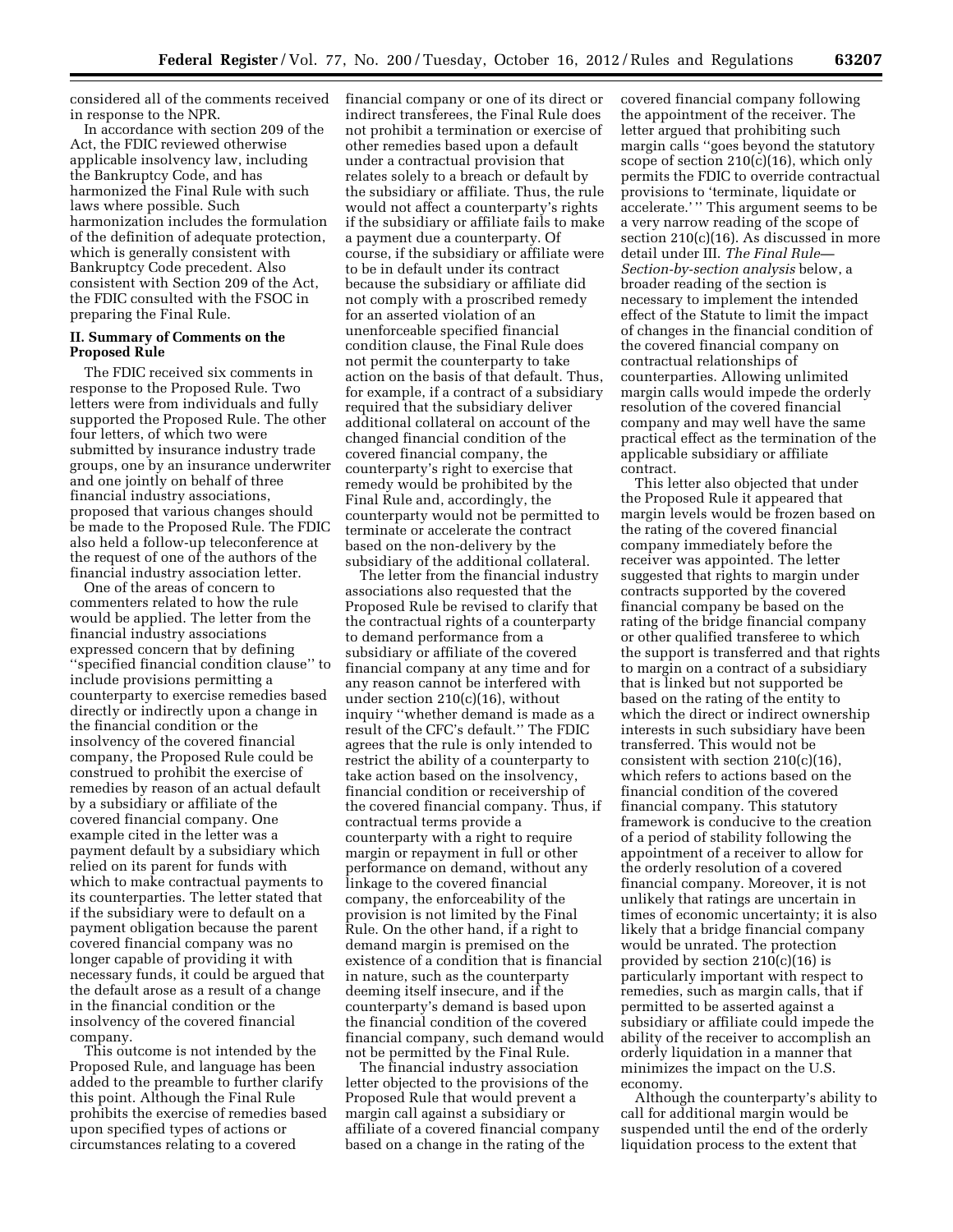considered all of the comments received in response to the NPR.

In accordance with section 209 of the Act, the FDIC reviewed otherwise applicable insolvency law, including the Bankruptcy Code, and has harmonized the Final Rule with such laws where possible. Such harmonization includes the formulation of the definition of adequate protection, which is generally consistent with Bankruptcy Code precedent. Also consistent with Section 209 of the Act, the FDIC consulted with the FSOC in preparing the Final Rule.

## II. Summary of Comments on the Proposed Rule

The FDIC received six comments in response to the Proposed Rule. Two letters were from individuals and fully supported the Proposed Rule. The other four letters, of which two were submitted by insurance industry trade groups, one by an insurance underwriter and one jointly on behalf of three financial industry associations, proposed that various changes should be made to the Proposed Rule. The FDIC also held a follow-up teleconference at the request of one of the authors of the financial industry association letter.

One of the areas of concern to commenters related to how the rule would be applied. The letter from the financial industry associations expressed concern that by defining ''specified financial condition clause'' to include provisions permitting a counterparty to exercise remedies based directly or indirectly upon a change in the financial condition or the insolvency of the covered financial company, the Proposed Rule could be construed to prohibit the exercise of remedies by reason of an actual default by a subsidiary or affiliate of the covered financial company. One example cited in the letter was a payment default by a subsidiary which relied on its parent for funds with which to make contractual payments to its counterparties. The letter stated that if the subsidiary were to default on a payment obligation because the parent covered financial company was no longer capable of providing it with necessary funds, it could be argued that the default arose as a result of a change in the financial condition or the insolvency of the covered financial company.

This outcome is not intended by the Proposed Rule, and language has been added to the preamble to further clarify this point. Although the Final Rule prohibits the exercise of remedies based upon specified types of actions or circumstances relating to a covered financial company or one of its direct or indirect transferees, the Final Rule does not prohibit a termination or exercise of other remedies based upon a default under a contractual provision that relates solely to a breach or default by the subsidiary or affiliate. Thus, the rule would not affect a counterparty's rights if the subsidiary or affiliate fails to make a payment due a counterparty. Of course, if the subsidiary or affiliate were to be in default under its contract because the subsidiary or affiliate did not comply with a proscribed remedy for an asserted violation of an unenforceable specified financial condition clause, the Final Rule does not permit the counterparty to take action on the basis of that default. Thus, for example, if a contract of a subsidiary required that the subsidiary deliver additional collateral on account of the changed financial condition of the covered financial company, the counterparty's right to exercise that remedy would be prohibited by the Final Rule and, accordingly, the counterparty would not be permitted to terminate or accelerate the contract based on the non-delivery by the subsidiary of the additional collateral.

The letter from the financial industry associations also requested that the Proposed Rule be revised to clarify that the contractual rights of a counterparty to demand performance from a subsidiary or affiliate of the covered financial company at any time and for any reason cannot be interfered with under section 210(c)(16), without inquiry ''whether demand is made as a result of the CFC's default.'' The FDIC agrees that the rule is only intended to restrict the ability of a counterparty to take action based on the insolvency, financial condition or receivership of the covered financial company. Thus, if contractual terms provide a counterparty with a right to require margin or repayment in full or other performance on demand, without any linkage to the covered financial company, the enforceability of the provision is not limited by the Final Rule. On the other hand, if a right to demand margin is premised on the existence of a condition that is financial in nature, such as the counterparty deeming itself insecure, and if the counterparty's demand is based upon the financial condition of the covered financial company, such demand would not be permitted by the Final Rule.

The financial industry association letter objected to the provisions of the Proposed Rule that would prevent a margin call against a subsidiary or affiliate of a covered financial company based on a change in the rating of the covered financial company following the appointment of the receiver. The letter argued that prohibiting such margin calls ''goes beyond the statutory scope of section 210(c)(16), which only permits the FDIC to override contractual provisions to 'terminate, liquidate or accelerate.' '' This argument seems to be a very narrow reading of the scope of section 210(c)(16). As discussed in more detail under III. *The Final Rule—Section-by-section analysis* below, a broader reading of the section is necessary to implement the intended effect of the Statute to limit the impact of changes in the financial condition of the covered financial company on contractual relationships of counterparties. Allowing unlimited margin calls would impede the orderly resolution of the covered financial company and may well have the same practical effect as the termination of the applicable subsidiary or affiliate contract.

This letter also objected that under the Proposed Rule it appeared that margin levels would be frozen based on the rating of the covered financial company immediately before the receiver was appointed. The letter suggested that rights to margin under contracts supported by the covered financial company be based on the rating of the bridge financial company or other qualified transferee to which the support is transferred and that rights to margin on a contract of a subsidiary that is linked but not supported be based on the rating of the entity to which the direct or indirect ownership interests in such subsidiary have been transferred. This would not be consistent with section 210(c)(16), which refers to actions based on the financial condition of the covered financial company. This statutory framework is conducive to the creation of a period of stability following the appointment of a receiver to allow for the orderly resolution of a covered financial company. Moreover, it is not unlikely that ratings are uncertain in times of economic uncertainty; it is also likely that a bridge financial company would be unrated. The protection provided by section 210(c)(16) is particularly important with respect to remedies, such as margin calls, that if permitted to be asserted against a subsidiary or affiliate could impede the ability of the receiver to accomplish an orderly liquidation in a manner that minimizes the impact on the U.S. economy.

Although the counterparty's ability to call for additional margin would be suspended until the end of the orderly liquidation process to the extent that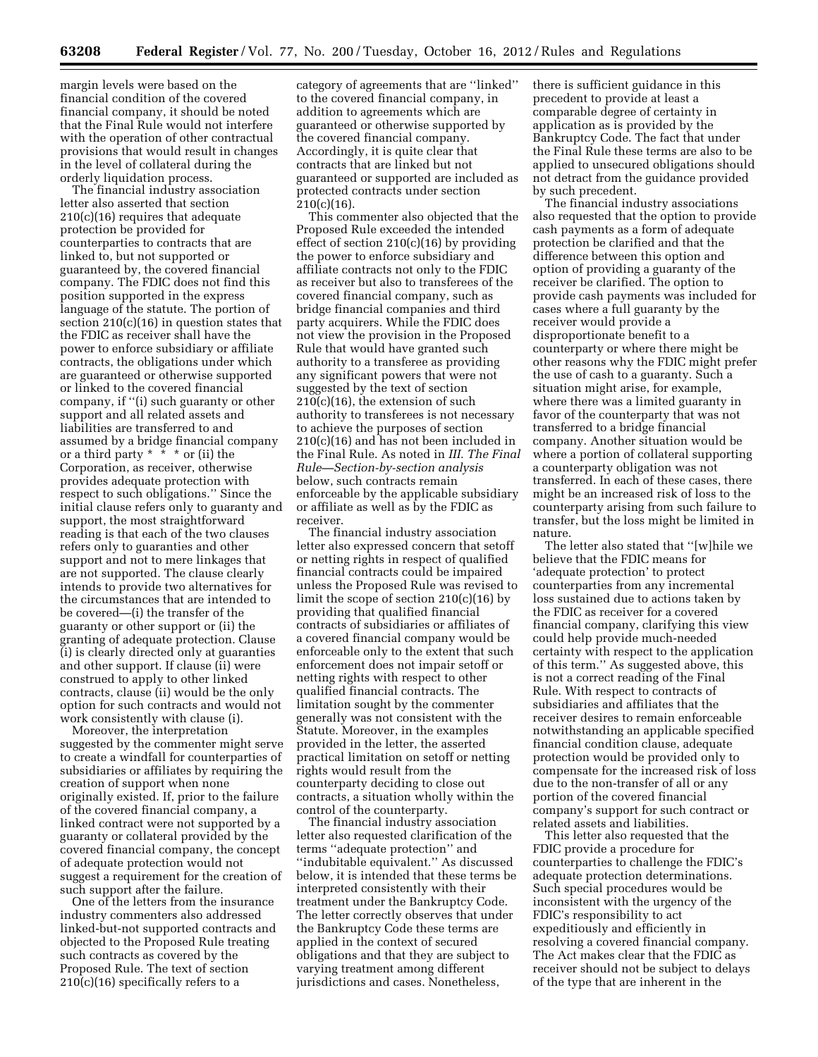margin levels were based on the financial condition of the covered financial company, it should be noted that the Final Rule would not interfere with the operation of other contractual provisions that would result in changes in the level of collateral during the orderly liquidation process.

The financial industry association letter also asserted that section 210(c)(16) requires that adequate protection be provided for counterparties to contracts that are linked to, but not supported or guaranteed by, the covered financial company. The FDIC does not find this position supported in the express language of the statute. The portion of section 210(c)(16) in question states that the FDIC as receiver shall have the power to enforce subsidiary or affiliate contracts, the obligations under which are guaranteed or otherwise supported or linked to the covered financial company, if ''(i) such guaranty or other support and all related assets and liabilities are transferred to and assumed by a bridge financial company or a third party * * * or (ii) the Corporation, as receiver, otherwise provides adequate protection with respect to such obligations.'' Since the initial clause refers only to guaranty and support, the most straightforward reading is that each of the two clauses refers only to guaranties and other support and not to mere linkages that are not supported. The clause clearly intends to provide two alternatives for the circumstances that are intended to be covered—(i) the transfer of the guaranty or other support or (ii) the granting of adequate protection. Clause (i) is clearly directed only at guaranties and other support. If clause (ii) were construed to apply to other linked contracts, clause (ii) would be the only option for such contracts and would not work consistently with clause (i).

Moreover, the interpretation suggested by the commenter might serve to create a windfall for counterparties of subsidiaries or affiliates by requiring the creation of support when none originally existed. If, prior to the failure of the covered financial company, a linked contract were not supported by a guaranty or collateral provided by the covered financial company, the concept of adequate protection would not suggest a requirement for the creation of such support after the failure.

One of the letters from the insurance industry commenters also addressed linked-but-not supported contracts and objected to the Proposed Rule treating such contracts as covered by the Proposed Rule. The text of section 210(c)(16) specifically refers to a category of agreements that are ''linked'' to the covered financial company, in addition to agreements which are guaranteed or otherwise supported by the covered financial company. Accordingly, it is quite clear that contracts that are linked but not guaranteed or supported are included as protected contracts under section 210(c)(16).

This commenter also objected that the Proposed Rule exceeded the intended effect of section 210(c)(16) by providing the power to enforce subsidiary and affiliate contracts not only to the FDIC as receiver but also to transferees of the covered financial company, such as bridge financial companies and third party acquirers. While the FDIC does not view the provision in the Proposed Rule that would have granted such authority to a transferee as providing any significant powers that were not suggested by the text of section 210(c)(16), the extension of such authority to transferees is not necessary to achieve the purposes of section 210(c)(16) and has not been included in the Final Rule. As noted in *III. The Final Rule—Section-by-section analysis* below, such contracts remain enforceable by the applicable subsidiary or affiliate as well as by the FDIC as receiver.

The financial industry association letter also expressed concern that setoff or netting rights in respect of qualified financial contracts could be impaired unless the Proposed Rule was revised to limit the scope of section 210(c)(16) by providing that qualified financial contracts of subsidiaries or affiliates of a covered financial company would be enforceable only to the extent that such enforcement does not impair setoff or netting rights with respect to other qualified financial contracts. The limitation sought by the commenter generally was not consistent with the Statute. Moreover, in the examples provided in the letter, the asserted practical limitation on setoff or netting rights would result from the counterparty deciding to close out contracts, a situation wholly within the control of the counterparty.

The financial industry association letter also requested clarification of the terms ''adequate protection'' and ''indubitable equivalent.'' As discussed below, it is intended that these terms be interpreted consistently with their treatment under the Bankruptcy Code. The letter correctly observes that under the Bankruptcy Code these terms are applied in the context of secured obligations and that they are subject to varying treatment among different jurisdictions and cases. Nonetheless, there is sufficient guidance in this precedent to provide at least a comparable degree of certainty in application as is provided by the Bankruptcy Code. The fact that under the Final Rule these terms are also to be applied to unsecured obligations should not detract from the guidance provided by such precedent.

The financial industry associations also requested that the option to provide cash payments as a form of adequate protection be clarified and that the difference between this option and option of providing a guaranty of the receiver be clarified. The option to provide cash payments was included for cases where a full guaranty by the receiver would provide a disproportionate benefit to a counterparty or where there might be other reasons why the FDIC might prefer the use of cash to a guaranty. Such a situation might arise, for example, where there was a limited guaranty in favor of the counterparty that was not transferred to a bridge financial company. Another situation would be where a portion of collateral supporting a counterparty obligation was not transferred. In each of these cases, there might be an increased risk of loss to the counterparty arising from such failure to transfer, but the loss might be limited in nature.

The letter also stated that ''[w]hile we believe that the FDIC means for 'adequate protection' to protect counterparties from any incremental loss sustained due to actions taken by the FDIC as receiver for a covered financial company, clarifying this view could help provide much-needed certainty with respect to the application of this term.'' As suggested above, this is not a correct reading of the Final Rule. With respect to contracts of subsidiaries and affiliates that the receiver desires to remain enforceable notwithstanding an applicable specified financial condition clause, adequate protection would be provided only to compensate for the increased risk of loss due to the non-transfer of all or any portion of the covered financial company's support for such contract or related assets and liabilities.

This letter also requested that the FDIC provide a procedure for counterparties to challenge the FDIC's adequate protection determinations. Such special procedures would be inconsistent with the urgency of the FDIC's responsibility to act expeditiously and efficiently in resolving a covered financial company. The Act makes clear that the FDIC as receiver should not be subject to delays of the type that are inherent in the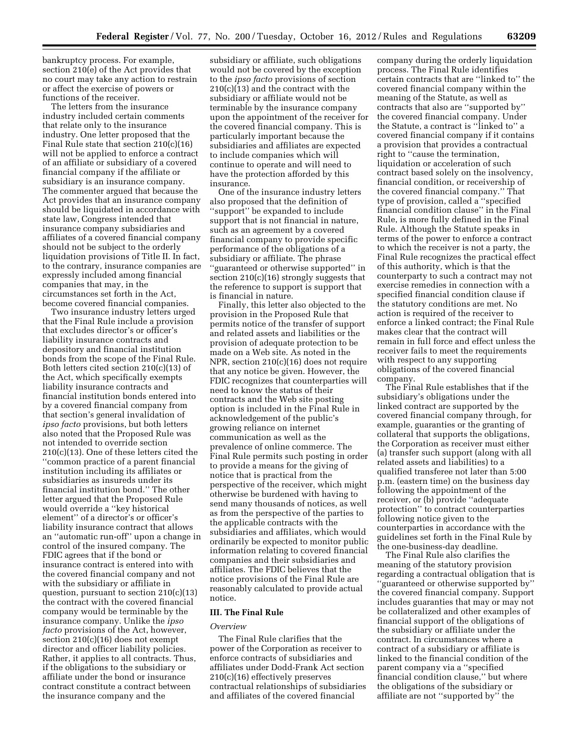bankruptcy process. For example, section 210(e) of the Act provides that no court may take any action to restrain or affect the exercise of powers or functions of the receiver.

The letters from the insurance industry included certain comments that relate only to the insurance industry. One letter proposed that the Final Rule state that section 210(c)(16) will not be applied to enforce a contract of an affiliate or subsidiary of a covered financial company if the affiliate or subsidiary is an insurance company. The commenter argued that because the Act provides that an insurance company should be liquidated in accordance with state law, Congress intended that insurance company subsidiaries and affiliates of a covered financial company should not be subject to the orderly liquidation provisions of Title II. In fact, to the contrary, insurance companies are expressly included among financial companies that may, in the circumstances set forth in the Act, become covered financial companies.

Two insurance industry letters urged that the Final Rule include a provision that excludes director's or officer's liability insurance contracts and depository and financial institution bonds from the scope of the Final Rule. Both letters cited section 210(c)(13) of the Act, which specifically exempts liability insurance contracts and financial institution bonds entered into by a covered financial company from that section's general invalidation of *ipso facto* provisions, but both letters also noted that the Proposed Rule was not intended to override section 210(c)(13). One of these letters cited the ''common practice of a parent financial institution including its affiliates or subsidiaries as insureds under its financial institution bond.'' The other letter argued that the Proposed Rule would override a ''key historical element'' of a director's or officer's liability insurance contract that allows an ''automatic run-off'' upon a change in control of the insured company. The FDIC agrees that if the bond or insurance contract is entered into with the covered financial company and not with the subsidiary or affiliate in question, pursuant to section 210(c)(13) the contract with the covered financial company would be terminable by the insurance company. Unlike the *ipso facto* provisions of the Act, however, section 210(c)(16) does not exempt director and officer liability policies. Rather, it applies to all contracts. Thus, if the obligations to the subsidiary or affiliate under the bond or insurance contract constitute a contract between the insurance company and the subsidiary or affiliate, such obligations would not be covered by the exception to the *ipso facto* provisions of section 210(c)(13) and the contract with the subsidiary or affiliate would not be terminable by the insurance company upon the appointment of the receiver for the covered financial company. This is particularly important because the subsidiaries and affiliates are expected to include companies which will continue to operate and will need to have the protection afforded by this insurance.

One of the insurance industry letters also proposed that the definition of ''support'' be expanded to include support that is not financial in nature, such as an agreement by a covered financial company to provide specific performance of the obligations of a subsidiary or affiliate. The phrase ''guaranteed or otherwise supported'' in section 210(c)(16) strongly suggests that the reference to support is support that is financial in nature.

Finally, this letter also objected to the provision in the Proposed Rule that permits notice of the transfer of support and related assets and liabilities or the provision of adequate protection to be made on a Web site. As noted in the NPR, section 210(c)(16) does not require that any notice be given. However, the FDIC recognizes that counterparties will need to know the status of their contracts and the Web site posting option is included in the Final Rule in acknowledgement of the public's growing reliance on internet communication as well as the prevalence of online commerce. The Final Rule permits such posting in order to provide a means for the giving of notice that is practical from the perspective of the receiver, which might otherwise be burdened with having to send many thousands of notices, as well as from the perspective of the parties to the applicable contracts with the subsidiaries and affiliates, which would ordinarily be expected to monitor public information relating to covered financial companies and their subsidiaries and affiliates. The FDIC believes that the notice provisions of the Final Rule are reasonably calculated to provide actual notice.

## III. The Final Rule

### *Overview*

The Final Rule clarifies that the power of the Corporation as receiver to enforce contracts of subsidiaries and affiliates under Dodd-Frank Act section 210(c)(16) effectively preserves contractual relationships of subsidiaries and affiliates of the covered financial company during the orderly liquidation process. The Final Rule identifies certain contracts that are ''linked to'' the covered financial company within the meaning of the Statute, as well as contracts that also are ''supported by'' the covered financial company. Under the Statute, a contract is ''linked to'' a covered financial company if it contains a provision that provides a contractual right to ''cause the termination, liquidation or acceleration of such contract based solely on the insolvency, financial condition, or receivership of the covered financial company.'' That type of provision, called a ''specified financial condition clause'' in the Final Rule, is more fully defined in the Final Rule. Although the Statute speaks in terms of the power to enforce a contract to which the receiver is not a party, the Final Rule recognizes the practical effect of this authority, which is that the counterparty to such a contract may not exercise remedies in connection with a specified financial condition clause if the statutory conditions are met. No action is required of the receiver to enforce a linked contract; the Final Rule makes clear that the contract will remain in full force and effect unless the receiver fails to meet the requirements with respect to any supporting obligations of the covered financial company.

The Final Rule establishes that if the subsidiary's obligations under the linked contract are supported by the covered financial company through, for example, guaranties or the granting of collateral that supports the obligations, the Corporation as receiver must either (a) transfer such support (along with all related assets and liabilities) to a qualified transferee not later than 5:00 p.m. (eastern time) on the business day following the appointment of the receiver, or (b) provide ''adequate protection'' to contract counterparties following notice given to the counterparties in accordance with the guidelines set forth in the Final Rule by the one-business-day deadline.

The Final Rule also clarifies the meaning of the statutory provision regarding a contractual obligation that is ''guaranteed or otherwise supported by'' the covered financial company. Support includes guaranties that may or may not be collateralized and other examples of financial support of the obligations of the subsidiary or affiliate under the contract. In circumstances where a contract of a subsidiary or affiliate is linked to the financial condition of the parent company via a ''specified financial condition clause,'' but where the obligations of the subsidiary or affiliate are not ''supported by'' the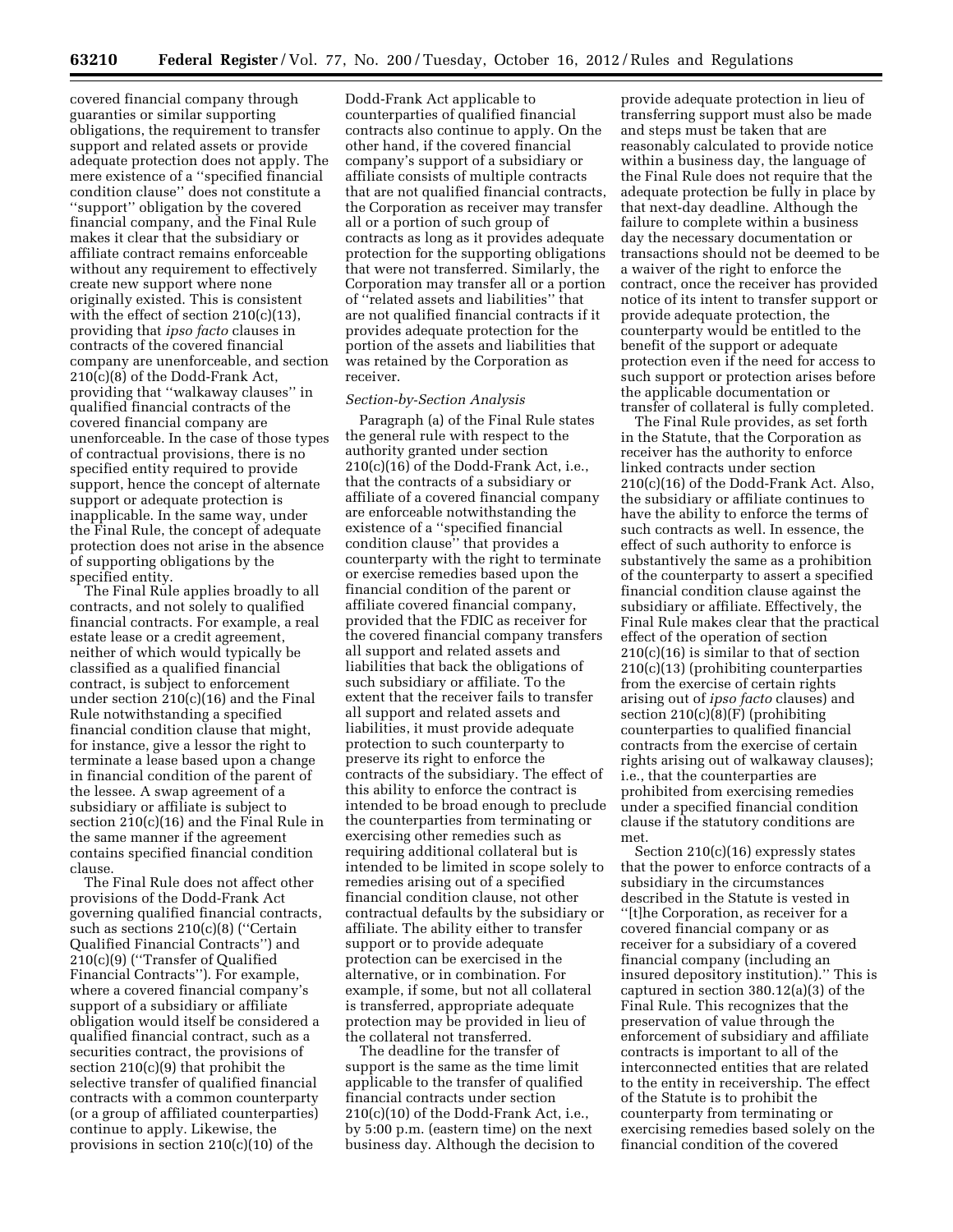covered financial company through guaranties or similar supporting obligations, the requirement to transfer support and related assets or provide adequate protection does not apply. The mere existence of a ''specified financial condition clause'' does not constitute a ''support'' obligation by the covered financial company, and the Final Rule makes it clear that the subsidiary or affiliate contract remains enforceable without any requirement to effectively create new support where none originally existed. This is consistent with the effect of section 210(c)(13), providing that *ipso facto* clauses in contracts of the covered financial company are unenforceable, and section 210(c)(8) of the Dodd-Frank Act, providing that ''walkaway clauses'' in qualified financial contracts of the covered financial company are unenforceable. In the case of those types of contractual provisions, there is no specified entity required to provide support, hence the concept of alternate support or adequate protection is inapplicable. In the same way, under the Final Rule, the concept of adequate protection does not arise in the absence of supporting obligations by the specified entity.

The Final Rule applies broadly to all contracts, and not solely to qualified financial contracts. For example, a real estate lease or a credit agreement, neither of which would typically be classified as a qualified financial contract, is subject to enforcement under section 210(c)(16) and the Final Rule notwithstanding a specified financial condition clause that might, for instance, give a lessor the right to terminate a lease based upon a change in financial condition of the parent of the lessee. A swap agreement of a subsidiary or affiliate is subject to section 210(c)(16) and the Final Rule in the same manner if the agreement contains specified financial condition clause.

The Final Rule does not affect other provisions of the Dodd-Frank Act governing qualified financial contracts, such as sections 210(c)(8) (''Certain Qualified Financial Contracts'') and 210(c)(9) (''Transfer of Qualified Financial Contracts''). For example, where a covered financial company's support of a subsidiary or affiliate obligation would itself be considered a qualified financial contract, such as a securities contract, the provisions of section 210(c)(9) that prohibit the selective transfer of qualified financial contracts with a common counterparty (or a group of affiliated counterparties) continue to apply. Likewise, the provisions in section 210(c)(10) of the Dodd-Frank Act applicable to counterparties of qualified financial contracts also continue to apply. On the other hand, if the covered financial company's support of a subsidiary or affiliate consists of multiple contracts that are not qualified financial contracts, the Corporation as receiver may transfer all or a portion of such group of contracts as long as it provides adequate protection for the supporting obligations that were not transferred. Similarly, the Corporation may transfer all or a portion of ''related assets and liabilities'' that are not qualified financial contracts if it provides adequate protection for the portion of the assets and liabilities that was retained by the Corporation as receiver.

### *Section-by-Section Analysis*

Paragraph (a) of the Final Rule states the general rule with respect to the authority granted under section 210(c)(16) of the Dodd-Frank Act, i.e., that the contracts of a subsidiary or affiliate of a covered financial company are enforceable notwithstanding the existence of a ''specified financial condition clause'' that provides a counterparty with the right to terminate or exercise remedies based upon the financial condition of the parent or affiliate covered financial company, provided that the FDIC as receiver for the covered financial company transfers all support and related assets and liabilities that back the obligations of such subsidiary or affiliate. To the extent that the receiver fails to transfer all support and related assets and liabilities, it must provide adequate protection to such counterparty to preserve its right to enforce the contracts of the subsidiary. The effect of this ability to enforce the contract is intended to be broad enough to preclude the counterparties from terminating or exercising other remedies such as requiring additional collateral but is intended to be limited in scope solely to remedies arising out of a specified financial condition clause, not other contractual defaults by the subsidiary or affiliate. The ability either to transfer support or to provide adequate protection can be exercised in the alternative, or in combination. For example, if some, but not all collateral is transferred, appropriate adequate protection may be provided in lieu of the collateral not transferred.

The deadline for the transfer of support is the same as the time limit applicable to the transfer of qualified financial contracts under section 210(c)(10) of the Dodd-Frank Act, i.e., by 5:00 p.m. (eastern time) on the next business day. Although the decision to provide adequate protection in lieu of transferring support must also be made and steps must be taken that are reasonably calculated to provide notice within a business day, the language of the Final Rule does not require that the adequate protection be fully in place by that next-day deadline. Although the failure to complete within a business day the necessary documentation or transactions should not be deemed to be a waiver of the right to enforce the contract, once the receiver has provided notice of its intent to transfer support or provide adequate protection, the counterparty would be entitled to the benefit of the support or adequate protection even if the need for access to such support or protection arises before the applicable documentation or transfer of collateral is fully completed.

The Final Rule provides, as set forth in the Statute, that the Corporation as receiver has the authority to enforce linked contracts under section 210(c)(16) of the Dodd-Frank Act. Also, the subsidiary or affiliate continues to have the ability to enforce the terms of such contracts as well. In essence, the effect of such authority to enforce is substantively the same as a prohibition of the counterparty to assert a specified financial condition clause against the subsidiary or affiliate. Effectively, the Final Rule makes clear that the practical effect of the operation of section 210(c)(16) is similar to that of section 210(c)(13) (prohibiting counterparties from the exercise of certain rights arising out of *ipso facto* clauses) and section 210(c)(8)(F) (prohibiting counterparties to qualified financial contracts from the exercise of certain rights arising out of walkaway clauses); i.e., that the counterparties are prohibited from exercising remedies under a specified financial condition clause if the statutory conditions are met.

Section 210(c)(16) expressly states that the power to enforce contracts of a subsidiary in the circumstances described in the Statute is vested in ''[t]he Corporation, as receiver for a covered financial company or as receiver for a subsidiary of a covered financial company (including an insured depository institution).'' This is captured in section 380.12(a)(3) of the Final Rule. This recognizes that the preservation of value through the enforcement of subsidiary and affiliate contracts is important to all of the interconnected entities that are related to the entity in receivership. The effect of the Statute is to prohibit the counterparty from terminating or exercising remedies based solely on the financial condition of the covered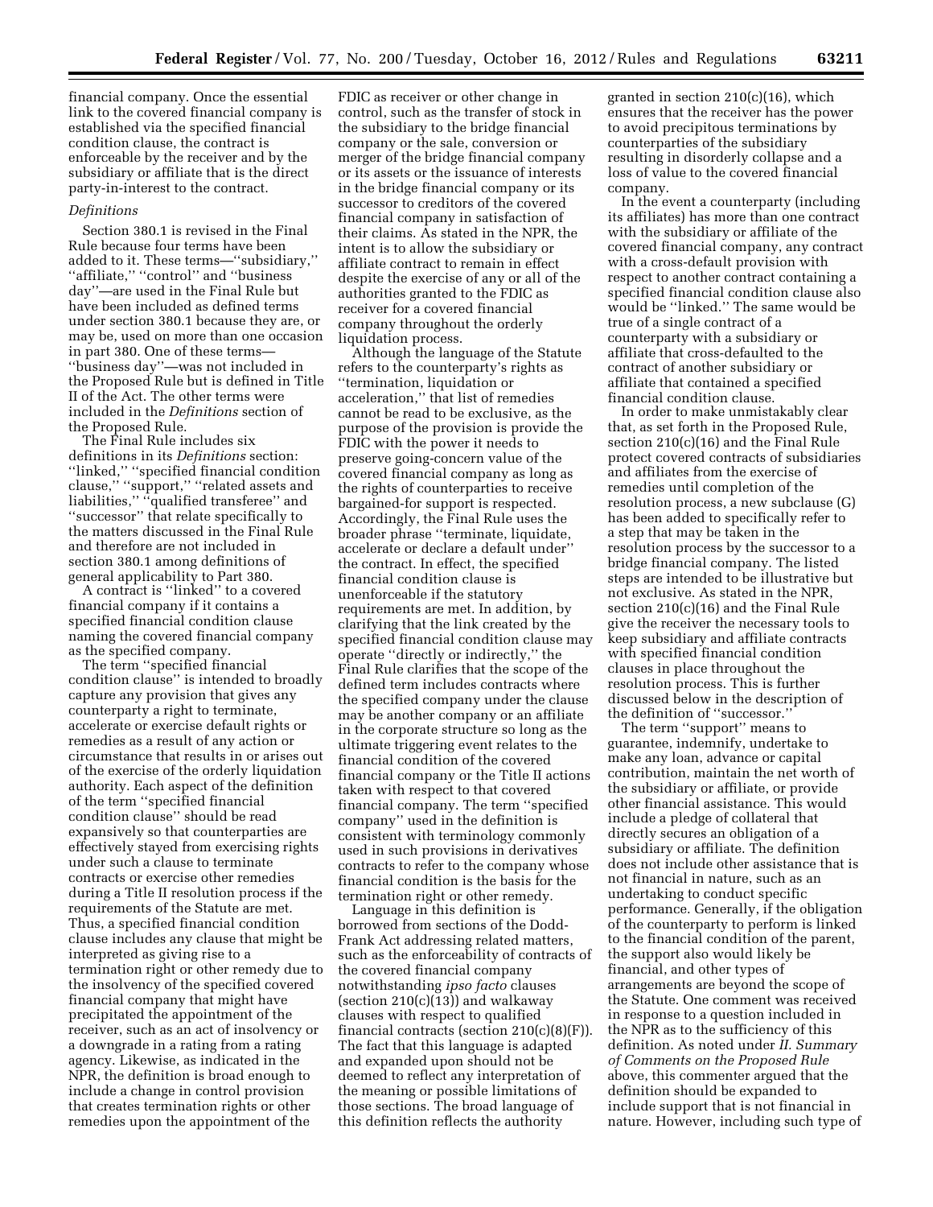financial company. Once the essential link to the covered financial company is established via the specified financial condition clause, the contract is enforceable by the receiver and by the subsidiary or affiliate that is the direct party-in-interest to the contract.

*Definitions*

Section 380.1 is revised in the Final Rule because four terms have been added to it. These terms—''subsidiary,'' ''affiliate,'' ''control'' and ''business day''—are used in the Final Rule but have been included as defined terms under section 380.1 because they are, or may be, used on more than one occasion in part 380. One of these terms—''business day''—was not included in the Proposed Rule but is defined in Title II of the Act. The other terms were included in the *Definitions* section of the Proposed Rule.

The Final Rule includes six definitions in its *Definitions* section: ''linked,'' ''specified financial condition clause,'' ''support,'' ''related assets and liabilities,'' ''qualified transferee'' and ''successor'' that relate specifically to the matters discussed in the Final Rule and therefore are not included in section 380.1 among definitions of general applicability to Part 380.

A contract is ''linked'' to a covered financial company if it contains a specified financial condition clause naming the covered financial company as the specified company.

The term ''specified financial condition clause'' is intended to broadly capture any provision that gives any counterparty a right to terminate, accelerate or exercise default rights or remedies as a result of any action or circumstance that results in or arises out of the exercise of the orderly liquidation authority. Each aspect of the definition of the term ''specified financial condition clause'' should be read expansively so that counterparties are effectively stayed from exercising rights under such a clause to terminate contracts or exercise other remedies during a Title II resolution process if the requirements of the Statute are met. Thus, a specified financial condition clause includes any clause that might be interpreted as giving rise to a termination right or other remedy due to the insolvency of the specified covered financial company that might have precipitated the appointment of the receiver, such as an act of insolvency or a downgrade in a rating from a rating agency. Likewise, as indicated in the NPR, the definition is broad enough to include a change in control provision that creates termination rights or other remedies upon the appointment of the FDIC as receiver or other change in control, such as the transfer of stock in the subsidiary to the bridge financial company or the sale, conversion or merger of the bridge financial company or its assets or the issuance of interests in the bridge financial company or its successor to creditors of the covered financial company in satisfaction of their claims. As stated in the NPR, the intent is to allow the subsidiary or affiliate contract to remain in effect despite the exercise of any or all of the authorities granted to the FDIC as receiver for a covered financial company throughout the orderly liquidation process.

Although the language of the Statute refers to the counterparty's rights as ''termination, liquidation or acceleration,'' that list of remedies cannot be read to be exclusive, as the purpose of the provision is provide the FDIC with the power it needs to preserve going-concern value of the covered financial company as long as the rights of counterparties to receive bargained-for support is respected. Accordingly, the Final Rule uses the broader phrase ''terminate, liquidate, accelerate or declare a default under'' the contract. In effect, the specified financial condition clause is unenforceable if the statutory requirements are met. In addition, by clarifying that the link created by the specified financial condition clause may operate ''directly or indirectly,'' the Final Rule clarifies that the scope of the defined term includes contracts where the specified company under the clause may be another company or an affiliate in the corporate structure so long as the ultimate triggering event relates to the financial condition of the covered financial company or the Title II actions taken with respect to that covered financial company. The term ''specified company'' used in the definition is consistent with terminology commonly used in such provisions in derivatives contracts to refer to the company whose financial condition is the basis for the termination right or other remedy.

Language in this definition is borrowed from sections of the Dodd-Frank Act addressing related matters, such as the enforceability of contracts of the covered financial company notwithstanding *ipso facto* clauses (section 210(c)(13)) and walkaway clauses with respect to qualified financial contracts (section 210(c)(8)(F)). The fact that this language is adapted and expanded upon should not be deemed to reflect any interpretation of the meaning or possible limitations of those sections. The broad language of this definition reflects the authority granted in section 210(c)(16), which ensures that the receiver has the power to avoid precipitous terminations by counterparties of the subsidiary resulting in disorderly collapse and a loss of value to the covered financial company.

In the event a counterparty (including its affiliates) has more than one contract with the subsidiary or affiliate of the covered financial company, any contract with a cross-default provision with respect to another contract containing a specified financial condition clause also would be ''linked.'' The same would be true of a single contract of a counterparty with a subsidiary or affiliate that cross-defaulted to the contract of another subsidiary or affiliate that contained a specified financial condition clause.

In order to make unmistakably clear that, as set forth in the Proposed Rule, section 210(c)(16) and the Final Rule protect covered contracts of subsidiaries and affiliates from the exercise of remedies until completion of the resolution process, a new subclause (G) has been added to specifically refer to a step that may be taken in the resolution process by the successor to a bridge financial company. The listed steps are intended to be illustrative but not exclusive. As stated in the NPR, section 210(c)(16) and the Final Rule give the receiver the necessary tools to keep subsidiary and affiliate contracts with specified financial condition clauses in place throughout the resolution process. This is further discussed below in the description of the definition of ''successor.''

The term ''support'' means to guarantee, indemnify, undertake to make any loan, advance or capital contribution, maintain the net worth of the subsidiary or affiliate, or provide other financial assistance. This would include a pledge of collateral that directly secures an obligation of a subsidiary or affiliate. The definition does not include other assistance that is not financial in nature, such as an undertaking to conduct specific performance. Generally, if the obligation of the counterparty to perform is linked to the financial condition of the parent, the support also would likely be financial, and other types of arrangements are beyond the scope of the Statute. One comment was received in response to a question included in the NPR as to the sufficiency of this definition. As noted under *II. Summary of Comments on the Proposed Rule* above, this commenter argued that the definition should be expanded to include support that is not financial in nature. However, including such type of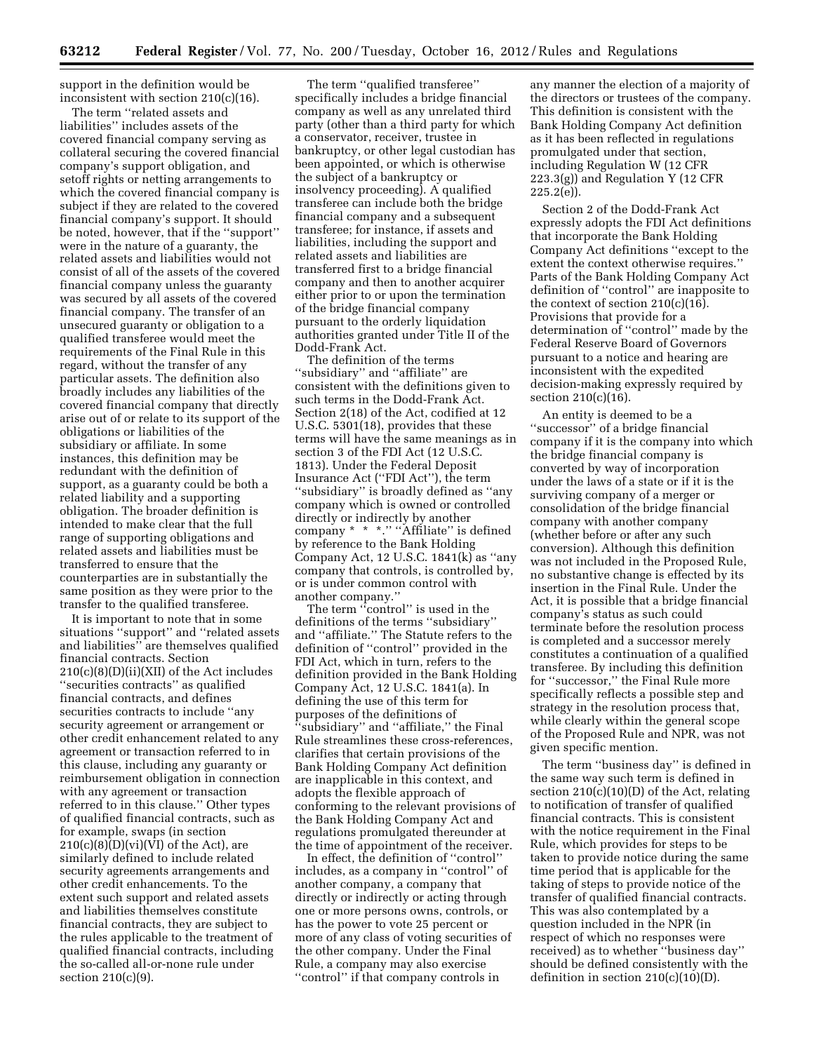support in the definition would be inconsistent with section 210(c)(16).

The term ''related assets and liabilities'' includes assets of the covered financial company serving as collateral securing the covered financial company's support obligation, and setoff rights or netting arrangements to which the covered financial company is subject if they are related to the covered financial company's support. It should be noted, however, that if the ''support'' were in the nature of a guaranty, the related assets and liabilities would not consist of all of the assets of the covered financial company unless the guaranty was secured by all assets of the covered financial company. The transfer of an unsecured guaranty or obligation to a qualified transferee would meet the requirements of the Final Rule in this regard, without the transfer of any particular assets. The definition also broadly includes any liabilities of the covered financial company that directly arise out of or relate to its support of the obligations or liabilities of the subsidiary or affiliate. In some instances, this definition may be redundant with the definition of support, as a guaranty could be both a related liability and a supporting obligation. The broader definition is intended to make clear that the full range of supporting obligations and related assets and liabilities must be transferred to ensure that the counterparties are in substantially the same position as they were prior to the transfer to the qualified transferee.

It is important to note that in some situations ''support'' and ''related assets and liabilities'' are themselves qualified financial contracts. Section 210(c)(8)(D)(ii)(XII) of the Act includes ''securities contracts'' as qualified financial contracts, and defines securities contracts to include ''any security agreement or arrangement or other credit enhancement related to any agreement or transaction referred to in this clause, including any guaranty or reimbursement obligation in connection with any agreement or transaction referred to in this clause.'' Other types of qualified financial contracts, such as for example, swaps (in section 210(c)(8)(D)(vi)(VI) of the Act), are similarly defined to include related security agreements arrangements and other credit enhancements. To the extent such support and related assets and liabilities themselves constitute financial contracts, they are subject to the rules applicable to the treatment of qualified financial contracts, including the so-called all-or-none rule under section 210(c)(9).

The term ''qualified transferee'' specifically includes a bridge financial company as well as any unrelated third party (other than a third party for which a conservator, receiver, trustee in bankruptcy, or other legal custodian has been appointed, or which is otherwise the subject of a bankruptcy or insolvency proceeding). A qualified transferee can include both the bridge financial company and a subsequent transferee; for instance, if assets and liabilities, including the support and related assets and liabilities are transferred first to a bridge financial company and then to another acquirer either prior to or upon the termination of the bridge financial company pursuant to the orderly liquidation authorities granted under Title II of the Dodd-Frank Act.

The definition of the terms ''subsidiary'' and ''affiliate'' are consistent with the definitions given to such terms in the Dodd-Frank Act. Section 2(18) of the Act, codified at 12 U.S.C. 5301(18), provides that these terms will have the same meanings as in section 3 of the FDI Act (12 U.S.C. 1813). Under the Federal Deposit Insurance Act (''FDI Act''), the term ''subsidiary'' is broadly defined as ''any company which is owned or controlled directly or indirectly by another company * * *.'' ''Affiliate'' is defined by reference to the Bank Holding Company Act, 12 U.S.C. 1841(k) as ''any company that controls, is controlled by, or is under common control with another company.''

The term ''control'' is used in the definitions of the terms ''subsidiary'' and ''affiliate.'' The Statute refers to the definition of ''control'' provided in the FDI Act, which in turn, refers to the definition provided in the Bank Holding Company Act, 12 U.S.C. 1841(a). In defining the use of this term for purposes of the definitions of ''subsidiary'' and ''affiliate,'' the Final Rule streamlines these cross-references, clarifies that certain provisions of the Bank Holding Company Act definition are inapplicable in this context, and adopts the flexible approach of conforming to the relevant provisions of the Bank Holding Company Act and regulations promulgated thereunder at the time of appointment of the receiver.

In effect, the definition of ''control'' includes, as a company in ''control'' of another company, a company that directly or indirectly or acting through one or more persons owns, controls, or has the power to vote 25 percent or more of any class of voting securities of the other company. Under the Final Rule, a company may also exercise ''control'' if that company controls in any manner the election of a majority of the directors or trustees of the company. This definition is consistent with the Bank Holding Company Act definition as it has been reflected in regulations promulgated under that section, including Regulation W (12 CFR 223.3(g)) and Regulation Y (12 CFR 225.2(e)).

Section 2 of the Dodd-Frank Act expressly adopts the FDI Act definitions that incorporate the Bank Holding Company Act definitions ''except to the extent the context otherwise requires.'' Parts of the Bank Holding Company Act definition of ''control'' are inapposite to the context of section 210(c)(16). Provisions that provide for a determination of ''control'' made by the Federal Reserve Board of Governors pursuant to a notice and hearing are inconsistent with the expedited decision-making expressly required by section 210(c)(16).

An entity is deemed to be a ''successor'' of a bridge financial company if it is the company into which the bridge financial company is converted by way of incorporation under the laws of a state or if it is the surviving company of a merger or consolidation of the bridge financial company with another company (whether before or after any such conversion). Although this definition was not included in the Proposed Rule, no substantive change is effected by its insertion in the Final Rule. Under the Act, it is possible that a bridge financial company's status as such could terminate before the resolution process is completed and a successor merely constitutes a continuation of a qualified transferee. By including this definition for ''successor,'' the Final Rule more specifically reflects a possible step and strategy in the resolution process that, while clearly within the general scope of the Proposed Rule and NPR, was not given specific mention.

The term ''business day'' is defined in the same way such term is defined in section 210(c)(10)(D) of the Act, relating to notification of transfer of qualified financial contracts. This is consistent with the notice requirement in the Final Rule, which provides for steps to be taken to provide notice during the same time period that is applicable for the taking of steps to provide notice of the transfer of qualified financial contracts. This was also contemplated by a question included in the NPR (in respect of which no responses were received) as to whether ''business day'' should be defined consistently with the definition in section 210(c)(10)(D).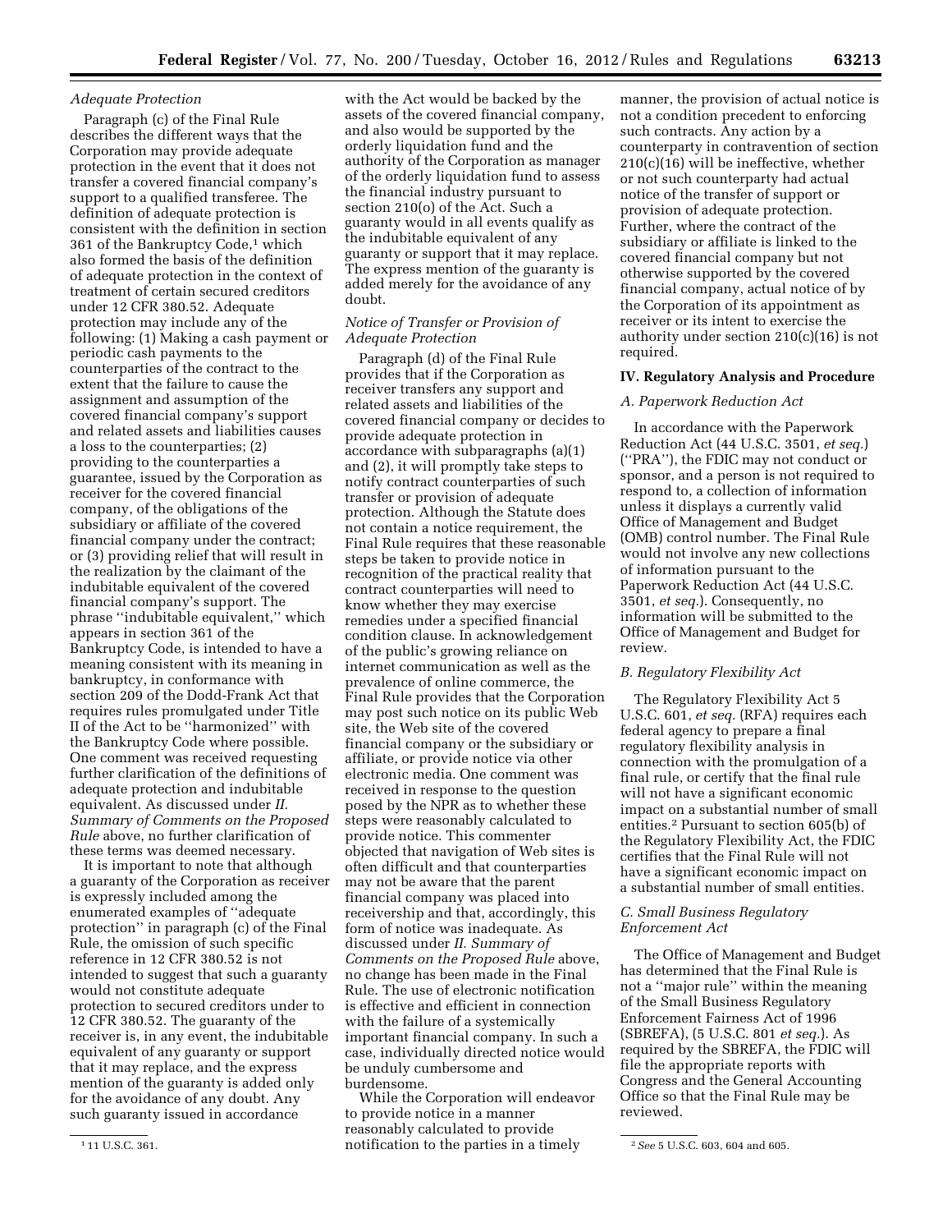*Adequate Protection*

Paragraph (c) of the Final Rule describes the different ways that the Corporation may provide adequate protection in the event that it does not transfer a covered financial company's support to a qualified transferee. The definition of adequate protection is consistent with the definition in section 361 of the Bankruptcy Code,[1] which also formed the basis of the definition of adequate protection in the context of treatment of certain secured creditors under 12 CFR 380.52. Adequate protection may include any of the following: (1) Making a cash payment or periodic cash payments to the counterparties of the contract to the extent that the failure to cause the assignment and assumption of the covered financial company's support and related assets and liabilities causes a loss to the counterparties; (2) providing to the counterparties a guarantee, issued by the Corporation as receiver for the covered financial company, of the obligations of the subsidiary or affiliate of the covered financial company under the contract; or (3) providing relief that will result in the realization by the claimant of the indubitable equivalent of the covered financial company's support. The phrase ''indubitable equivalent,'' which appears in section 361 of the Bankruptcy Code, is intended to have a meaning consistent with its meaning in bankruptcy, in conformance with section 209 of the Dodd-Frank Act that requires rules promulgated under Title II of the Act to be ''harmonized'' with the Bankruptcy Code where possible. One comment was received requesting further clarification of the definitions of adequate protection and indubitable equivalent. As discussed under *II. Summary of Comments on the Proposed Rule* above, no further clarification of these terms was deemed necessary.

It is important to note that although a guaranty of the Corporation as receiver is expressly included among the enumerated examples of ''adequate protection'' in paragraph (c) of the Final Rule, the omission of such specific reference in 12 CFR 380.52 is not intended to suggest that such a guaranty would not constitute adequate protection to secured creditors under to 12 CFR 380.52. The guaranty of the receiver is, in any event, the indubitable equivalent of any guaranty or support that it may replace, and the express mention of the guaranty is added only for the avoidance of any doubt. Any such guaranty issued in accordance with the Act would be backed by the assets of the covered financial company, and also would be supported by the orderly liquidation fund and the authority of the Corporation as manager of the orderly liquidation fund to assess the financial industry pursuant to section 210(o) of the Act. Such a guaranty would in all events qualify as the indubitable equivalent of any guaranty or support that it may replace. The express mention of the guaranty is added merely for the avoidance of any doubt.

*Notice of Transfer or Provision of Adequate Protection*

Paragraph (d) of the Final Rule provides that if the Corporation as receiver transfers any support and related assets and liabilities of the covered financial company or decides to provide adequate protection in accordance with subparagraphs (a)(1) and (2), it will promptly take steps to notify contract counterparties of such transfer or provision of adequate protection. Although the Statute does not contain a notice requirement, the Final Rule requires that these reasonable steps be taken to provide notice in recognition of the practical reality that contract counterparties will need to know whether they may exercise remedies under a specified financial condition clause. In acknowledgement of the public's growing reliance on internet communication as well as the prevalence of online commerce, the Final Rule provides that the Corporation may post such notice on its public Web site, the Web site of the covered financial company or the subsidiary or affiliate, or provide notice via other electronic media. One comment was received in response to the question posed by the NPR as to whether these steps were reasonably calculated to provide notice. This commenter objected that navigation of Web sites is often difficult and that counterparties may not be aware that the parent financial company was placed into receivership and that, accordingly, this form of notice was inadequate. As discussed under *II. Summary of Comments on the Proposed Rule* above, no change has been made in the Final Rule. The use of electronic notification is effective and efficient in connection with the failure of a systemically important financial company. In such a case, individually directed notice would be unduly cumbersome and burdensome.

While the Corporation will endeavor to provide notice in a manner reasonably calculated to provide notification to the parties in a timely manner, the provision of actual notice is not a condition precedent to enforcing such contracts. Any action by a counterparty in contravention of section 210(c)(16) will be ineffective, whether or not such counterparty had actual notice of the transfer of support or provision of adequate protection. Further, where the contract of the subsidiary or affiliate is linked to the covered financial company but not otherwise supported by the covered financial company, actual notice of by the Corporation of its appointment as receiver or its intent to exercise the authority under section 210(c)(16) is not required.

## IV. Regulatory Analysis and Procedure

*A. Paperwork Reduction Act*

In accordance with the Paperwork Reduction Act (44 U.S.C. 3501, *et seq.*) (''PRA''), the FDIC may not conduct or sponsor, and a person is not required to respond to, a collection of information unless it displays a currently valid Office of Management and Budget (OMB) control number. The Final Rule would not involve any new collections of information pursuant to the Paperwork Reduction Act (44 U.S.C. 3501, *et seq.*). Consequently, no information will be submitted to the Office of Management and Budget for review.

*B. Regulatory Flexibility Act*

The Regulatory Flexibility Act 5 U.S.C. 601, *et seq.* (RFA) requires each federal agency to prepare a final regulatory flexibility analysis in connection with the promulgation of a final rule, or certify that the final rule will not have a significant economic impact on a substantial number of small entities.[2] Pursuant to section 605(b) of the Regulatory Flexibility Act, the FDIC certifies that the Final Rule will not have a significant economic impact on a substantial number of small entities.

*C. Small Business Regulatory Enforcement Act*

The Office of Management and Budget has determined that the Final Rule is not a ''major rule'' within the meaning of the Small Business Regulatory Enforcement Fairness Act of 1996 (SBREFA), (5 U.S.C. 801 *et seq.*). As required by the SBREFA, the FDIC will file the appropriate reports with Congress and the General Accounting Office so that the Final Rule may be reviewed.

---

[1] 11 U.S.C. 361.

[2] *See* 5 U.S.C. 603, 604 and 605.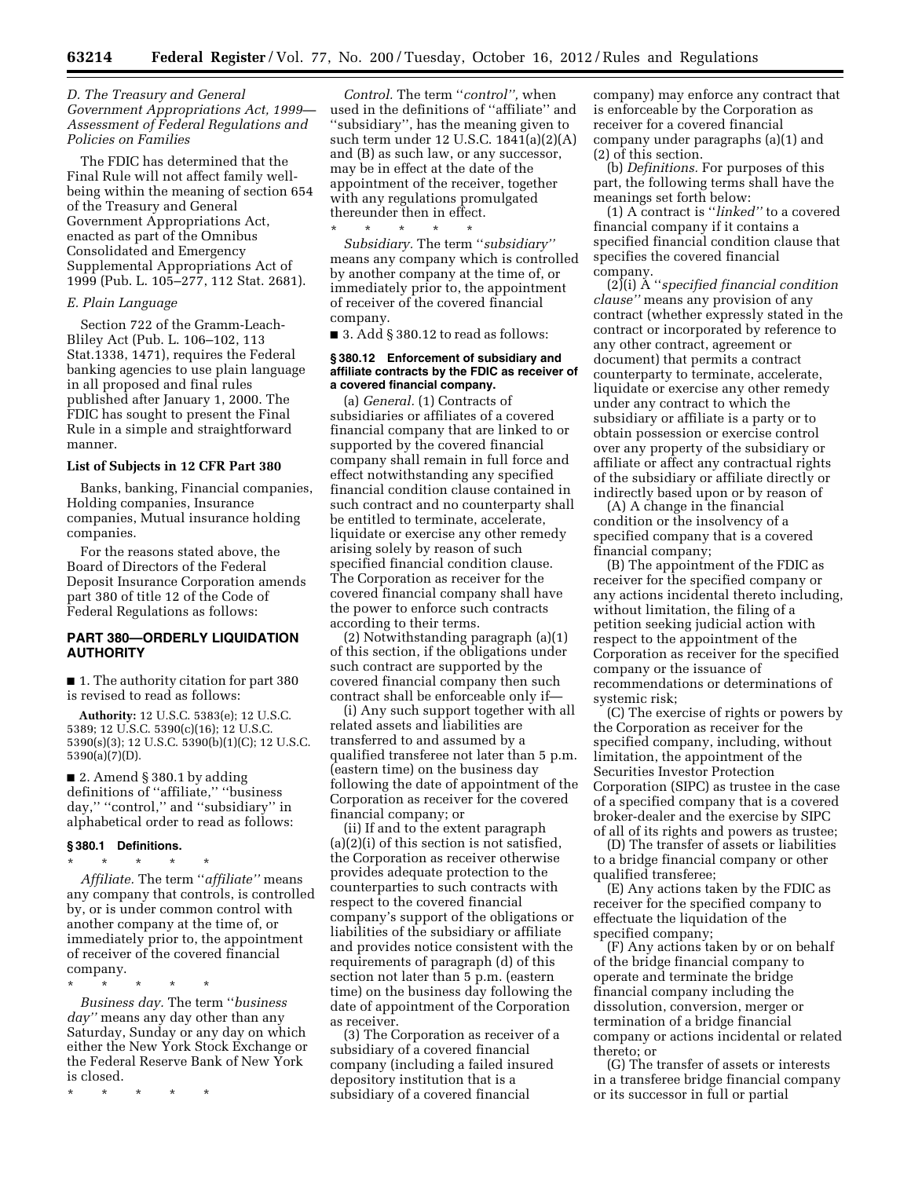*D. The Treasury and General Government Appropriations Act, 1999—Assessment of Federal Regulations and Policies on Families*

The FDIC has determined that the Final Rule will not affect family well-being within the meaning of section 654 of the Treasury and General Government Appropriations Act, enacted as part of the Omnibus Consolidated and Emergency Supplemental Appropriations Act of 1999 (Pub. L. 105–277, 112 Stat. 2681).

*E. Plain Language*

Section 722 of the Gramm-Leach-Bliley Act (Pub. L. 106–102, 113 Stat.1338, 1471), requires the Federal banking agencies to use plain language in all proposed and final rules published after January 1, 2000. The FDIC has sought to present the Final Rule in a simple and straightforward manner.

**List of Subjects in 12 CFR Part 380**

Banks, banking, Financial companies, Holding companies, Insurance companies, Mutual insurance holding companies.

For the reasons stated above, the Board of Directors of the Federal Deposit Insurance Corporation amends part 380 of title 12 of the Code of Federal Regulations as follows:

## PART 380—ORDERLY LIQUIDATION AUTHORITY

■ 1. The authority citation for part 380 is revised to read as follows:

**Authority:** 12 U.S.C. 5383(e); 12 U.S.C. 5389; 12 U.S.C. 5390(c)(16); 12 U.S.C. 5390(s)(3); 12 U.S.C. 5390(b)(1)(C); 12 U.S.C. 5390(a)(7)(D).

■ 2. Amend § 380.1 by adding definitions of ''affiliate,'' ''business day,'' ''control,'' and ''subsidiary'' in alphabetical order to read as follows:

**§ 380.1 Definitions.**

\* \* \* \* \*

*Affiliate.* The term ''*affiliate''* means any company that controls, is controlled by, or is under common control with another company at the time of, or immediately prior to, the appointment of receiver of the covered financial company.

\* \* \* \* \*

*Business day.* The term ''*business day''* means any day other than any Saturday, Sunday or any day on which either the New York Stock Exchange or the Federal Reserve Bank of New York is closed.

\* \* \* \* \*

*Control.* The term ''*control'',* when used in the definitions of ''affiliate'' and ''subsidiary'', has the meaning given to such term under 12 U.S.C. 1841(a)(2)(A) and (B) as such law, or any successor, may be in effect at the date of the appointment of the receiver, together with any regulations promulgated thereunder then in effect.

\* \* \* \* \*

*Subsidiary.* The term ''*subsidiary''* means any company which is controlled by another company at the time of, or immediately prior to, the appointment of receiver of the covered financial company.

■ 3. Add § 380.12 to read as follows:

**§ 380.12 Enforcement of subsidiary and affiliate contracts by the FDIC as receiver of a covered financial company.**

(a) *General.* (1) Contracts of subsidiaries or affiliates of a covered financial company that are linked to or supported by the covered financial company shall remain in full force and effect notwithstanding any specified financial condition clause contained in such contract and no counterparty shall be entitled to terminate, accelerate, liquidate or exercise any other remedy arising solely by reason of such specified financial condition clause. The Corporation as receiver for the covered financial company shall have the power to enforce such contracts according to their terms.

(2) Notwithstanding paragraph (a)(1) of this section, if the obligations under such contract are supported by the covered financial company then such contract shall be enforceable only if—

(i) Any such support together with all related assets and liabilities are transferred to and assumed by a qualified transferee not later than 5 p.m. (eastern time) on the business day following the date of appointment of the Corporation as receiver for the covered financial company; or

(ii) If and to the extent paragraph (a)(2)(i) of this section is not satisfied, the Corporation as receiver otherwise provides adequate protection to the counterparties to such contracts with respect to the covered financial company's support of the obligations or liabilities of the subsidiary or affiliate and provides notice consistent with the requirements of paragraph (d) of this section not later than 5 p.m. (eastern time) on the business day following the date of appointment of the Corporation as receiver.

(3) The Corporation as receiver of a subsidiary of a covered financial company (including a failed insured depository institution that is a subsidiary of a covered financial company) may enforce any contract that is enforceable by the Corporation as receiver for a covered financial company under paragraphs (a)(1) and (2) of this section.

(b) *Definitions.* For purposes of this part, the following terms shall have the meanings set forth below:

(1) A contract is ''*linked''* to a covered financial company if it contains a specified financial condition clause that specifies the covered financial company.

(2)(i) A ''*specified financial condition clause''* means any provision of any contract (whether expressly stated in the contract or incorporated by reference to any other contract, agreement or document) that permits a contract counterparty to terminate, accelerate, liquidate or exercise any other remedy under any contract to which the subsidiary or affiliate is a party or to obtain possession or exercise control over any property of the subsidiary or affiliate or affect any contractual rights of the subsidiary or affiliate directly or indirectly based upon or by reason of

(A) A change in the financial condition or the insolvency of a specified company that is a covered financial company;

(B) The appointment of the FDIC as receiver for the specified company or any actions incidental thereto including, without limitation, the filing of a petition seeking judicial action with respect to the appointment of the Corporation as receiver for the specified company or the issuance of recommendations or determinations of systemic risk;

(C) The exercise of rights or powers by the Corporation as receiver for the specified company, including, without limitation, the appointment of the Securities Investor Protection Corporation (SIPC) as trustee in the case of a specified company that is a covered broker-dealer and the exercise by SIPC of all of its rights and powers as trustee;

(D) The transfer of assets or liabilities to a bridge financial company or other qualified transferee;

(E) Any actions taken by the FDIC as receiver for the specified company to effectuate the liquidation of the specified company;

(F) Any actions taken by or on behalf of the bridge financial company to operate and terminate the bridge financial company including the dissolution, conversion, merger or termination of a bridge financial company or actions incidental or related thereto; or

(G) The transfer of assets or interests in a transferee bridge financial company or its successor in full or partial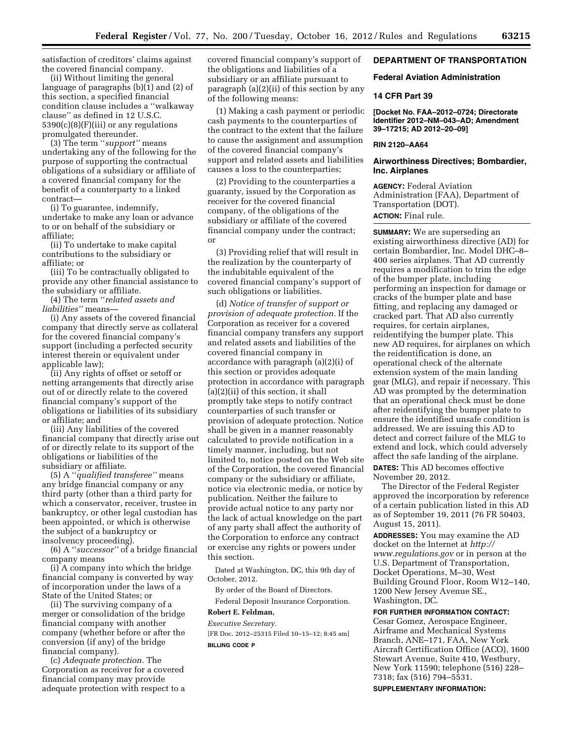satisfaction of creditors' claims against the covered financial company.

(ii) Without limiting the general language of paragraphs (b)(1) and (2) of this section, a specified financial condition clause includes a ''walkaway clause'' as defined in 12 U.S.C. 5390(c)(8)(F)(iii) or any regulations promulgated thereunder.

(3) The term ''*support''* means undertaking any of the following for the purpose of supporting the contractual obligations of a subsidiary or affiliate of a covered financial company for the benefit of a counterparty to a linked contract—

(i) To guarantee, indemnify, undertake to make any loan or advance to or on behalf of the subsidiary or affiliate;

(ii) To undertake to make capital contributions to the subsidiary or affiliate; or

(iii) To be contractually obligated to provide any other financial assistance to the subsidiary or affiliate.

(4) The term ''*related assets and liabilities''* means—

(i) Any assets of the covered financial company that directly serve as collateral for the covered financial company's support (including a perfected security interest therein or equivalent under applicable law);

(ii) Any rights of offset or setoff or netting arrangements that directly arise out of or directly relate to the covered financial company's support of the obligations or liabilities of its subsidiary or affiliate; and

(iii) Any liabilities of the covered financial company that directly arise out of or directly relate to its support of the obligations or liabilities of the subsidiary or affiliate.

(5) A ''*qualified transferee''* means any bridge financial company or any third party (other than a third party for which a conservator, receiver, trustee in bankruptcy, or other legal custodian has been appointed, or which is otherwise the subject of a bankruptcy or insolvency proceeding).

(6) A ''*successor''* of a bridge financial company means

(i) A company into which the bridge financial company is converted by way of incorporation under the laws of a State of the United States; or

(ii) The surviving company of a merger or consolidation of the bridge financial company with another company (whether before or after the conversion (if any) of the bridge financial company).

(c) *Adequate protection.* The Corporation as receiver for a covered financial company may provide adequate protection with respect to a covered financial company's support of the obligations and liabilities of a subsidiary or an affiliate pursuant to paragraph (a)(2)(ii) of this section by any of the following means:

(1) Making a cash payment or periodic cash payments to the counterparties of the contract to the extent that the failure to cause the assignment and assumption of the covered financial company's support and related assets and liabilities causes a loss to the counterparties;

(2) Providing to the counterparties a guaranty, issued by the Corporation as receiver for the covered financial company, of the obligations of the subsidiary or affiliate of the covered financial company under the contract; or

(3) Providing relief that will result in the realization by the counterparty of the indubitable equivalent of the covered financial company's support of such obligations or liabilities.

(d) *Notice of transfer of support or provision of adequate protection.* If the Corporation as receiver for a covered financial company transfers any support and related assets and liabilities of the covered financial company in accordance with paragraph (a)(2)(i) of this section or provides adequate protection in accordance with paragraph (a)(2)(ii) of this section, it shall promptly take steps to notify contract counterparties of such transfer or provision of adequate protection. Notice shall be given in a manner reasonably calculated to provide notification in a timely manner, including, but not limited to, notice posted on the Web site of the Corporation, the covered financial company or the subsidiary or affiliate, notice via electronic media, or notice by publication. Neither the failure to provide actual notice to any party nor the lack of actual knowledge on the part of any party shall affect the authority of the Corporation to enforce any contract or exercise any rights or powers under this section.

Dated at Washington, DC, this 9th day of October, 2012.

By order of the Board of Directors.

Federal Deposit Insurance Corporation.

**Robert E. Feldman,**

*Executive Secretary.*

[FR Doc. 2012–25315 Filed 10–15–12; 8:45 am]

**BILLING CODE P**

## DEPARTMENT OF TRANSPORTATION

### Federal Aviation Administration

### 14 CFR Part 39

**[Docket No. FAA–2012–0724; Directorate Identifier 2012–NM–043–AD; Amendment 39–17215; AD 2012–20–09]**

**RIN 2120–AA64**

### Airworthiness Directives; Bombardier, Inc. Airplanes

**AGENCY:** Federal Aviation Administration (FAA), Department of Transportation (DOT).

**ACTION:** Final rule.

**SUMMARY:** We are superseding an existing airworthiness directive (AD) for certain Bombardier, Inc. Model DHC–8–400 series airplanes. That AD currently requires a modification to trim the edge of the bumper plate, including performing an inspection for damage or cracks of the bumper plate and base fitting, and replacing any damaged or cracked part. That AD also currently requires, for certain airplanes, reidentifying the bumper plate. This new AD requires, for airplanes on which the reidentification is done, an operational check of the alternate extension system of the main landing gear (MLG), and repair if necessary. This AD was prompted by the determination that an operational check must be done after reidentifying the bumper plate to ensure the identified unsafe condition is addressed. We are issuing this AD to detect and correct failure of the MLG to extend and lock, which could adversely affect the safe landing of the airplane.

**DATES:** This AD becomes effective November 20, 2012.

The Director of the Federal Register approved the incorporation by reference of a certain publication listed in this AD as of September 19, 2011 (76 FR 50403, August 15, 2011).

**ADDRESSES:** You may examine the AD docket on the Internet at *http://www.regulations.gov* or in person at the U.S. Department of Transportation, Docket Operations, M–30, West Building Ground Floor, Room W12–140, 1200 New Jersey Avenue SE., Washington, DC.

**FOR FURTHER INFORMATION CONTACT:** Cesar Gomez, Aerospace Engineer, Airframe and Mechanical Systems Branch, ANE–171, FAA, New York Aircraft Certification Office (ACO), 1600 Stewart Avenue, Suite 410, Westbury, New York 11590; telephone (516) 228–7318; fax (516) 794–5531.

**SUPPLEMENTARY INFORMATION:**